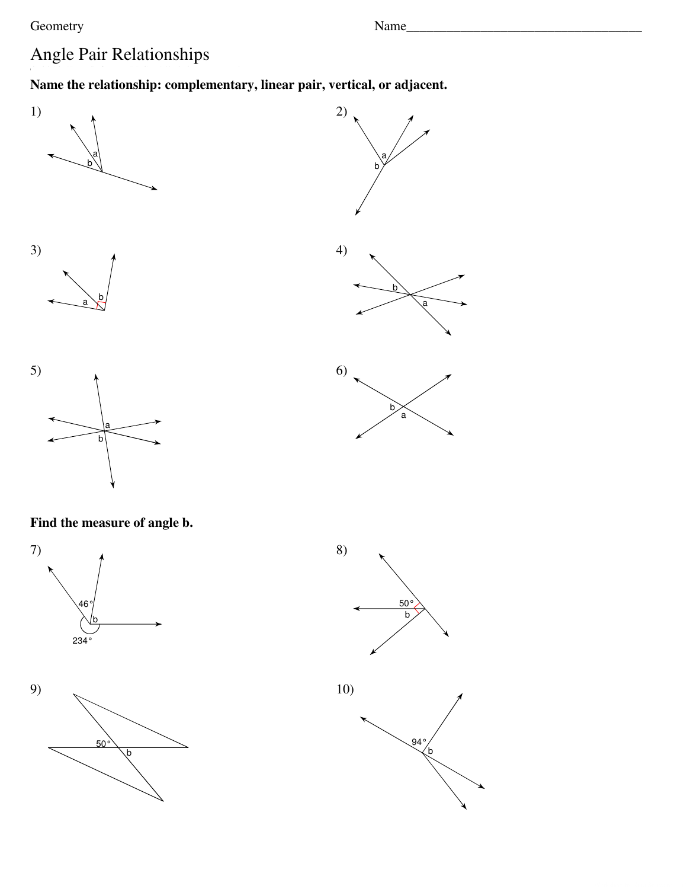Geometry Name___________________________________

# Angle Pair Relationships

**Name the relationship: complementary, linear pair, vertical, or adjacent.**

1)

2)

3)

4)

5)

6)

**Find the measure of angle b.**

7)

8)

9)

10)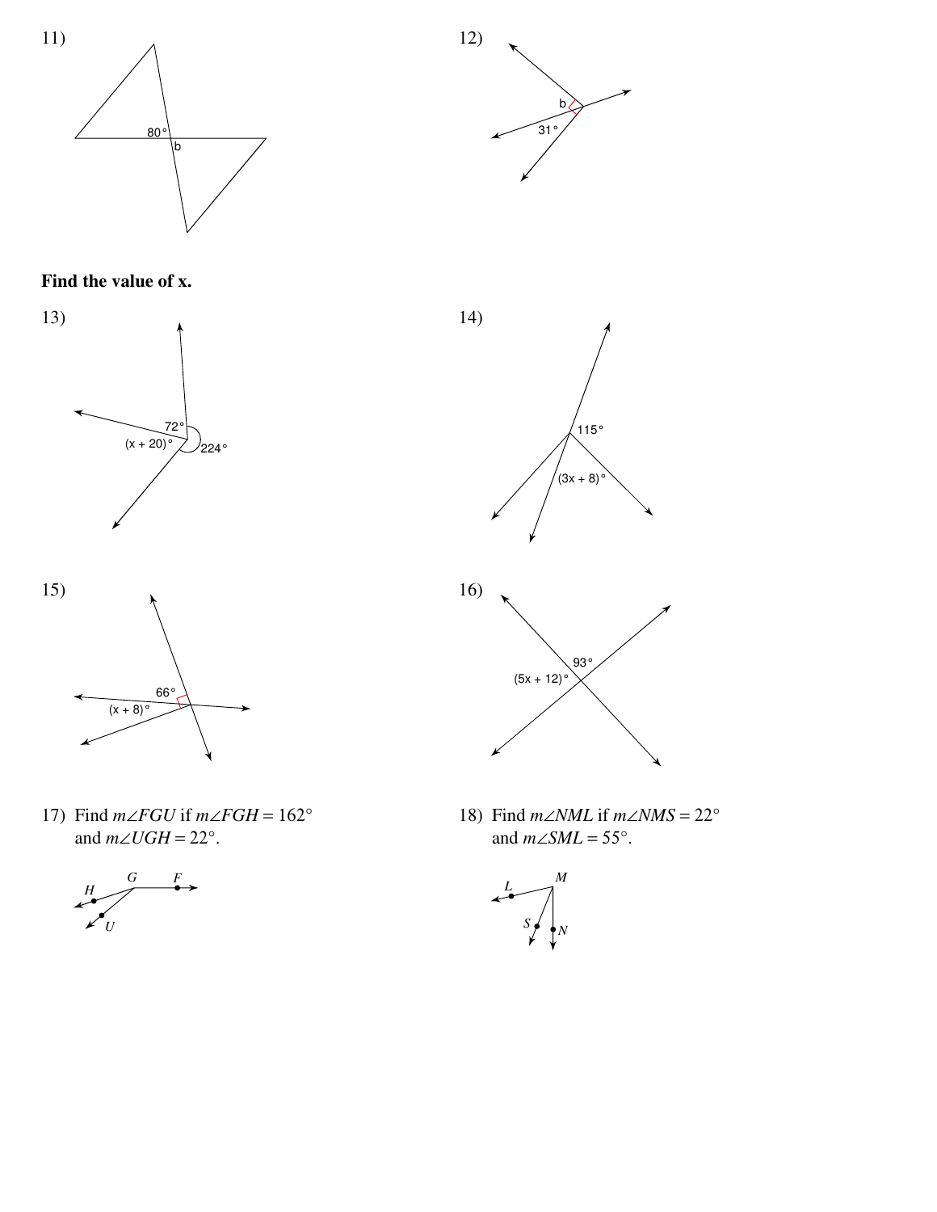11)

80°

b

12)

b

31°

**Find the value of x.**

13)

72°

$(x + 20)°$

224°

14)

115°

$(3x + 8)°$

15)

66°

$(x + 8)°$

16)

93°

$(5x + 12)°$

17) Find $m\angle FGU$ if $m\angle FGH = 162°$ and $m\angle UGH = 22°$.

H G F U

18) Find $m\angle NML$ if $m\angle NMS = 22°$ and $m\angle SML = 55°$.

L M S N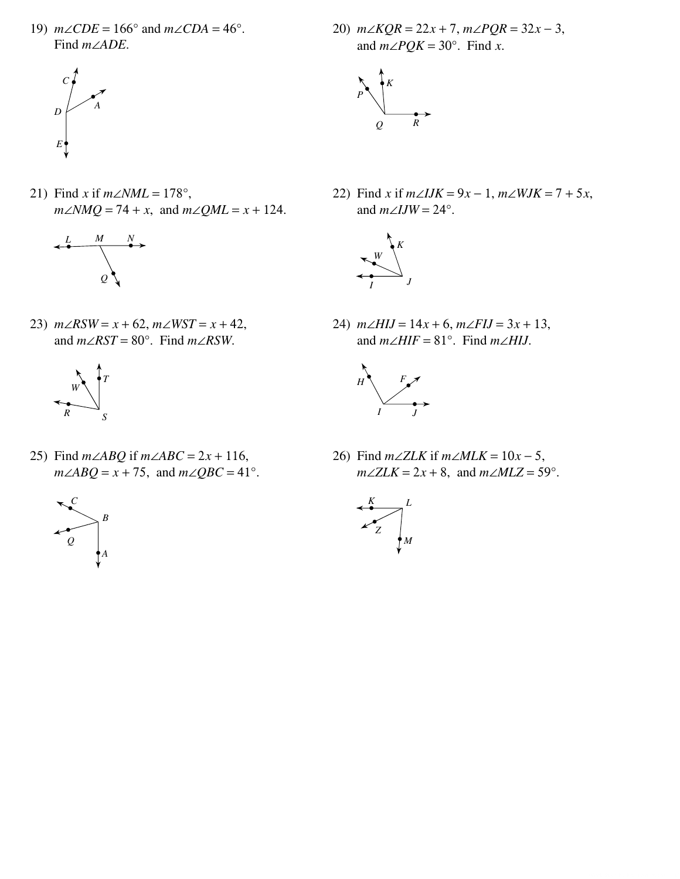19) $m\angle CDE = 166°$ and $m\angle CDA = 46°$. Find $m\angle ADE$.

20) $m\angle KQR = 22x + 7$, $m\angle PQR = 32x - 3$, and $m\angle PQK = 30°$. Find $x$.

21) Find $x$ if $m\angle NML = 178°$, $m\angle NMQ = 74 + x$, and $m\angle QML = x + 124$.

22) Find $x$ if $m\angle IJK = 9x - 1$, $m\angle WJK = 7 + 5x$, and $m\angle IJW = 24°$.

23) $m\angle RSW = x + 62$, $m\angle WST = x + 42$, and $m\angle RST = 80°$. Find $m\angle RSW$.

24) $m\angle HIJ = 14x + 6$, $m\angle FIJ = 3x + 13$, and $m\angle HIF = 81°$. Find $m\angle HIJ$.

25) Find $m\angle ABQ$ if $m\angle ABC = 2x + 116$, $m\angle ABQ = x + 75$, and $m\angle QBC = 41°$.

26) Find $m\angle ZLK$ if $m\angle MLK = 10x - 5$, $m\angle ZLK = 2x + 8$, and $m\angle MLZ = 59°$.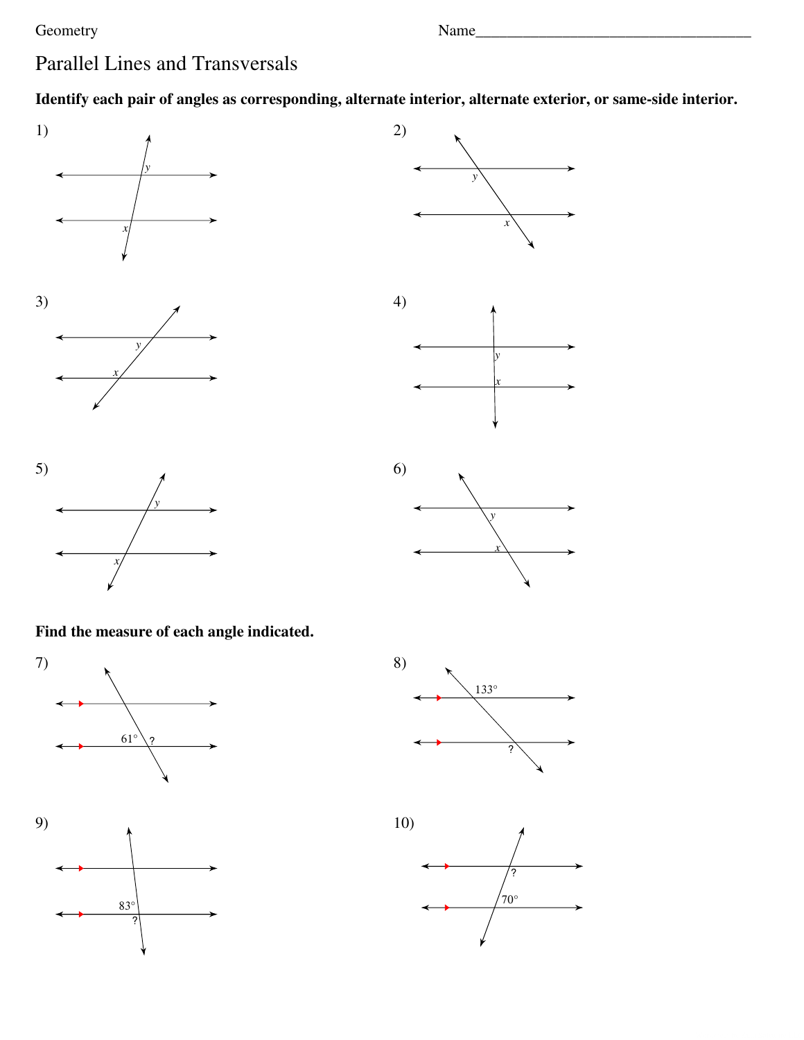# Parallel Lines and Transversals

**Identify each pair of angles as corresponding, alternate interior, alternate exterior, or same-side interior.**

1)

2)

3)

4)

5)

6)

**Find the measure of each angle indicated.**

7) 61°, ?

8) 133°, ?

9) 83°, ?

10) ?, 70°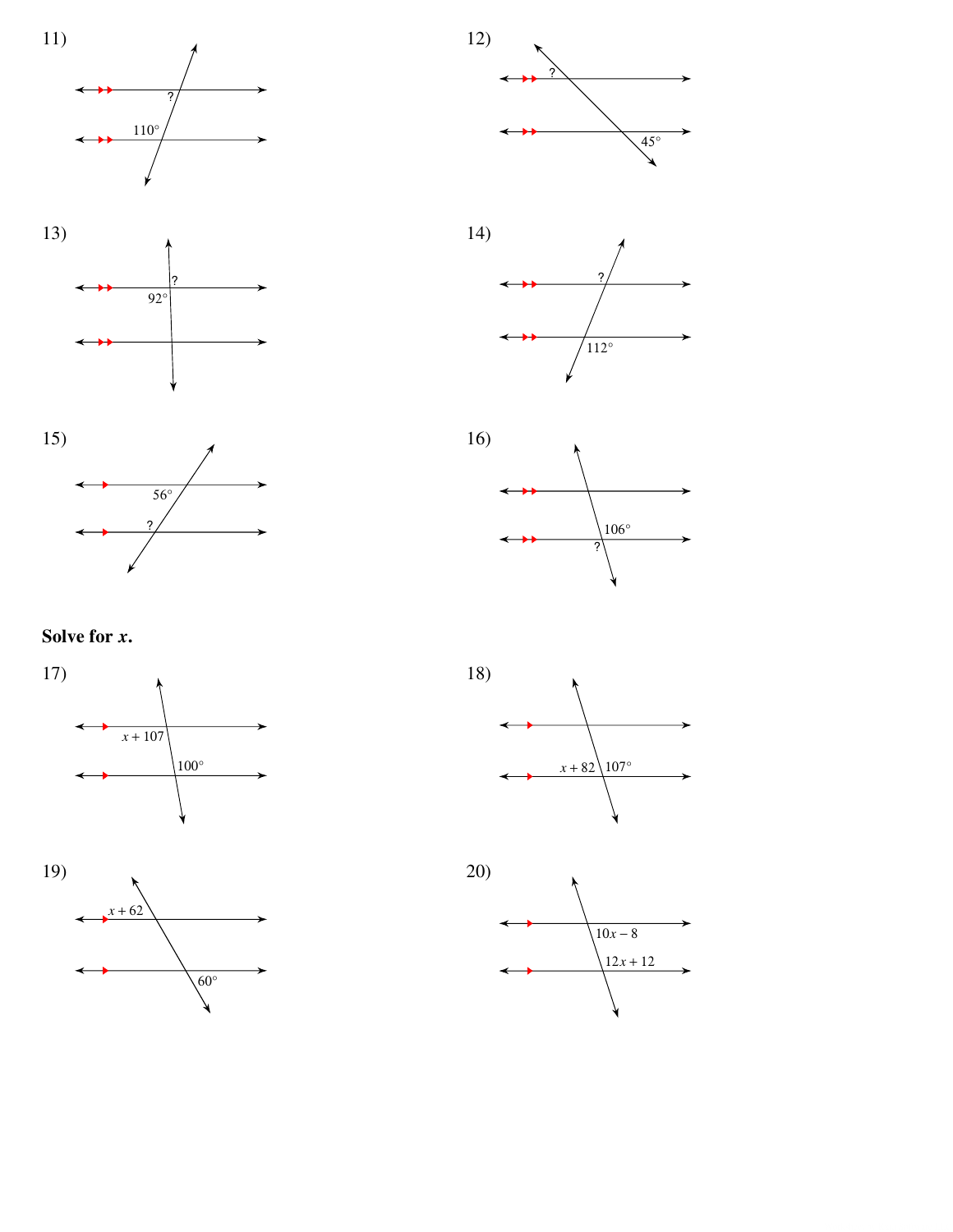11)

? 

$110°$

12)

? 

$45°$

13)

? 

$92°$

14)

? 

$112°$

15)

$56°$

? 

16)

$106°$

? 

**Solve for *x*.**

17)

$x + 107$

$100°$

18)

$x + 82$

$107°$

19)

$x + 62$

$60°$

20)

$10x - 8$

$12x + 12$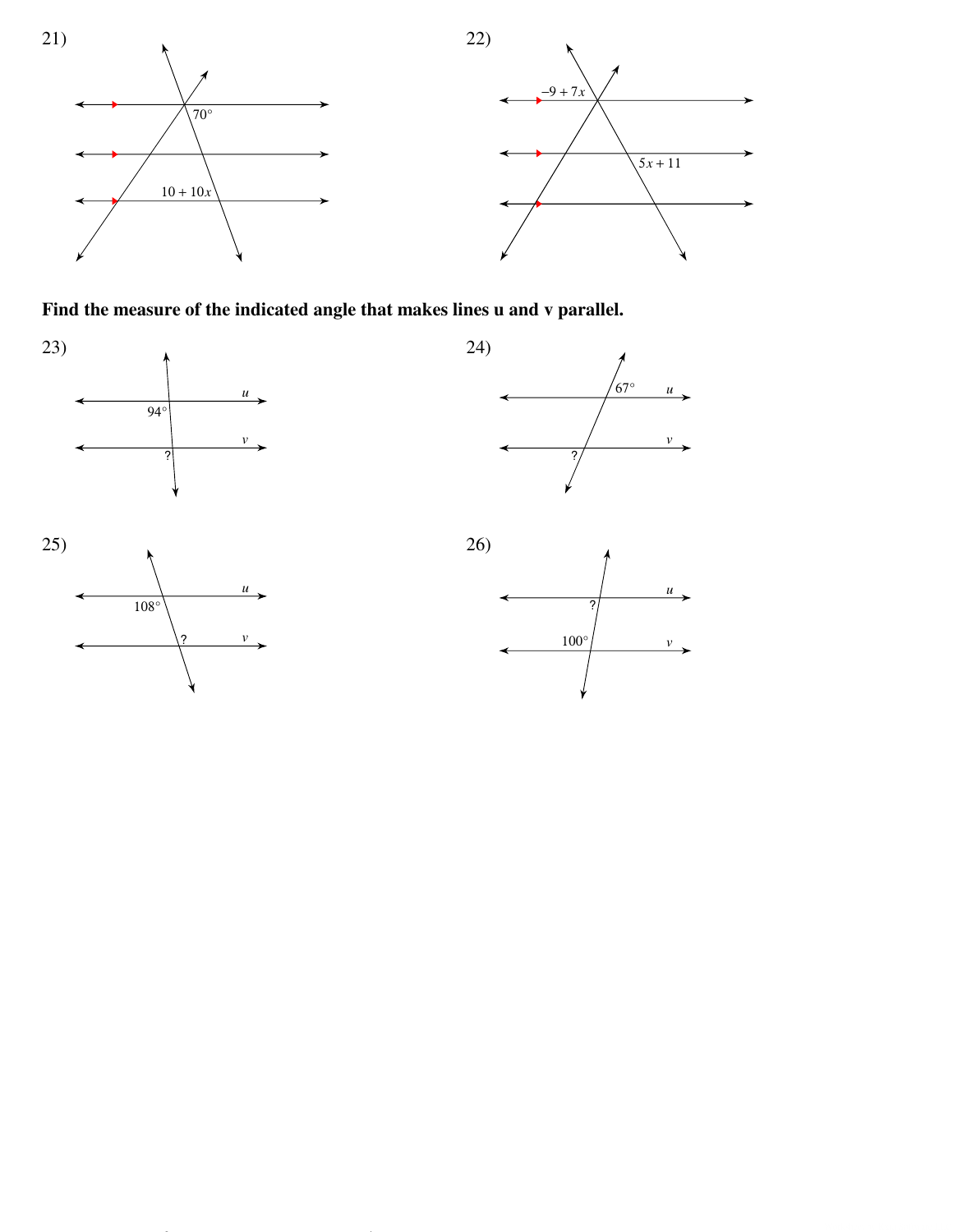21)

70°

$10 + 10x$

22)

$-9 + 7x$

$5x + 11$

**Find the measure of the indicated angle that makes lines u and v parallel.**

23)

$u$

94°

$v$

?

24)

67°

$u$

$v$

?

25)

$u$

108°

?

$v$

26)

$u$

?

100°

$v$